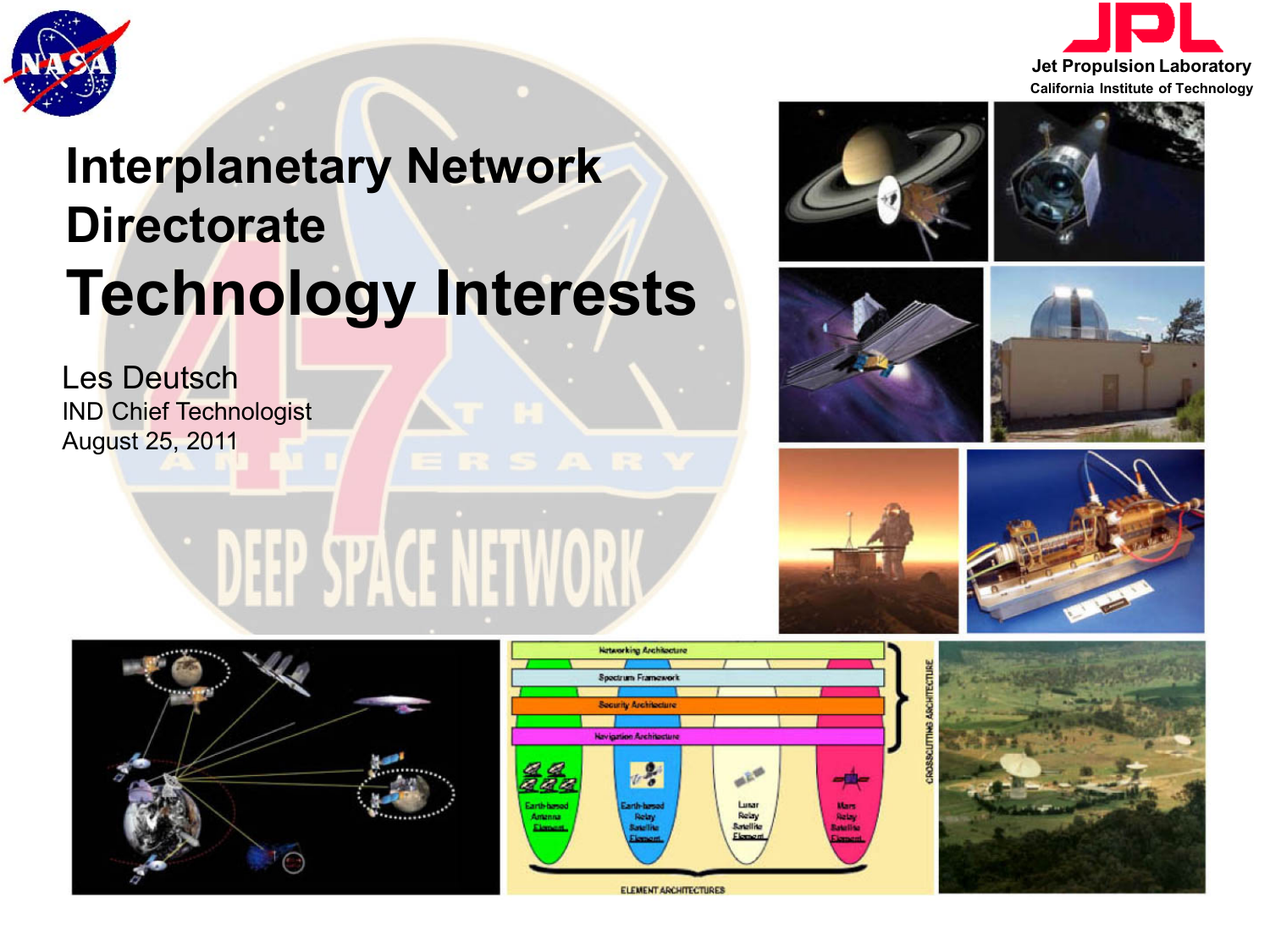# Interplanetary Network Directorate

# Technology Interests

Les Deutsch

IND Chief Technologist

August 25, 2011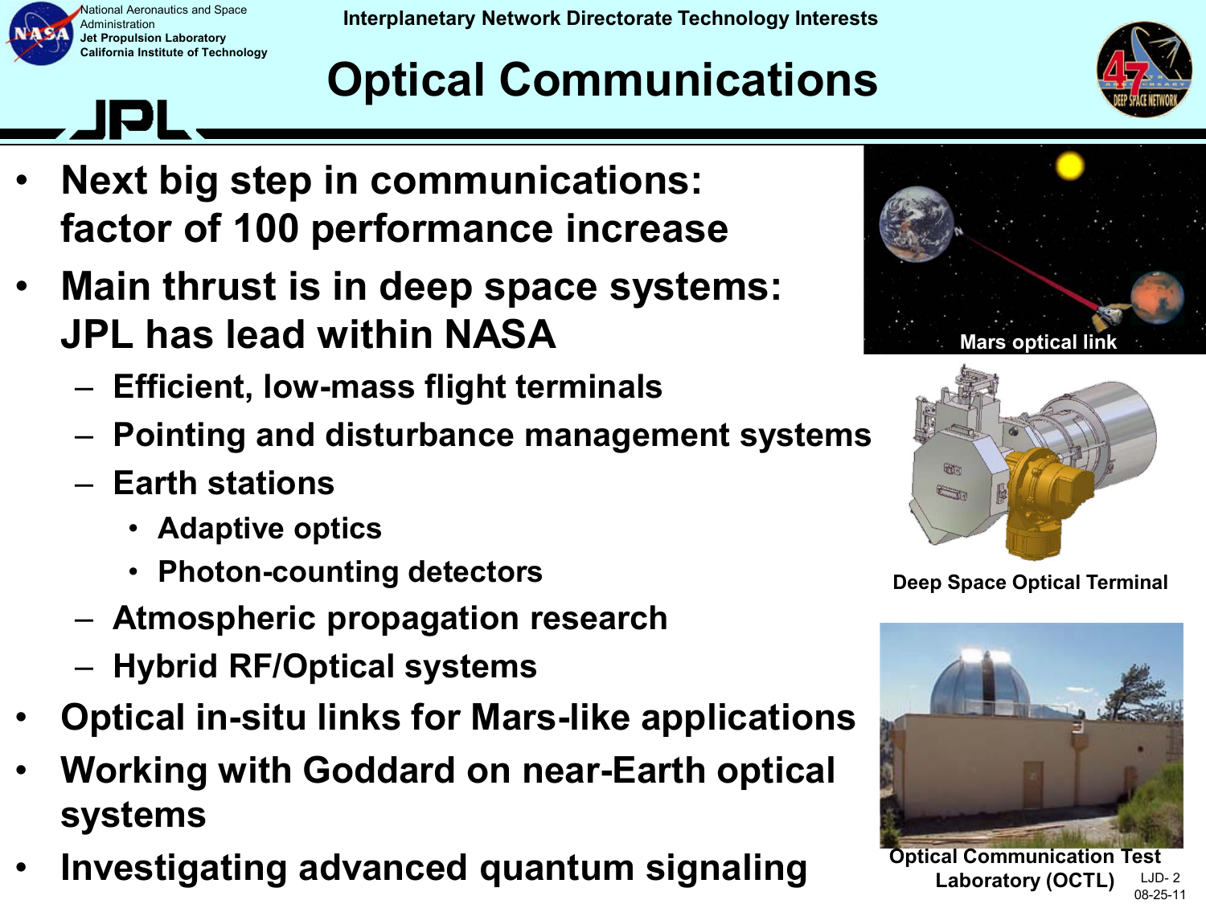# Optical Communications

- **Next big step in communications: factor of 100 performance increase**
- **Main thrust is in deep space systems: JPL has lead within NASA**
  - **Efficient, low-mass flight terminals**
  - **Pointing and disturbance management systems**
  - **Earth stations**
    - **Adaptive optics**
    - **Photon-counting detectors**
  - **Atmospheric propagation research**
  - **Hybrid RF/Optical systems**
- **Optical in-situ links for Mars-like applications**
- **Working with Goddard on near-Earth optical systems**
- **Investigating advanced quantum signaling**

Mars optical link

Deep Space Optical Terminal

Optical Communication Test Laboratory (OCTL)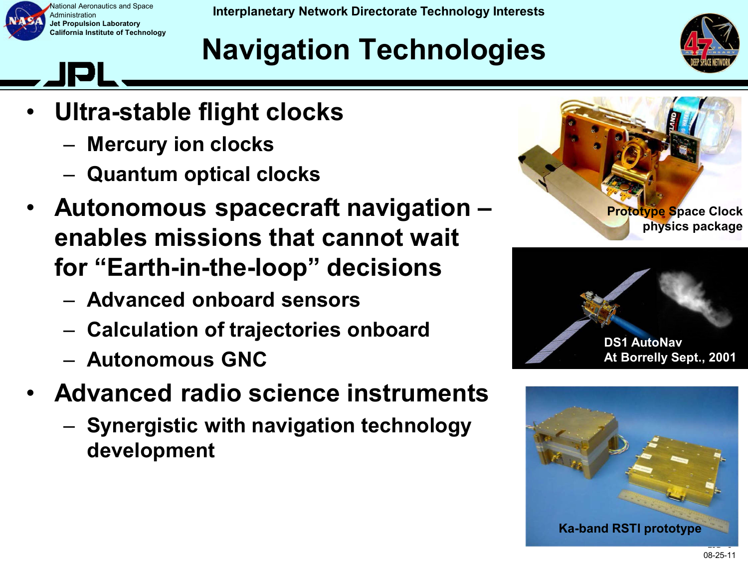Interplanetary Network Directorate Technology Interests

# Navigation Technologies

- **Ultra-stable flight clocks**
  - Mercury ion clocks
  - Quantum optical clocks
- **Autonomous spacecraft navigation – enables missions that cannot wait for "Earth-in-the-loop" decisions**
  - Advanced onboard sensors
  - Calculation of trajectories onboard
  - Autonomous GNC
- **Advanced radio science instruments**
  - Synergistic with navigation technology development

Prototype Space Clock physics package

DS1 AutoNav At Borrelly Sept., 2001

Ka-band RSTI prototype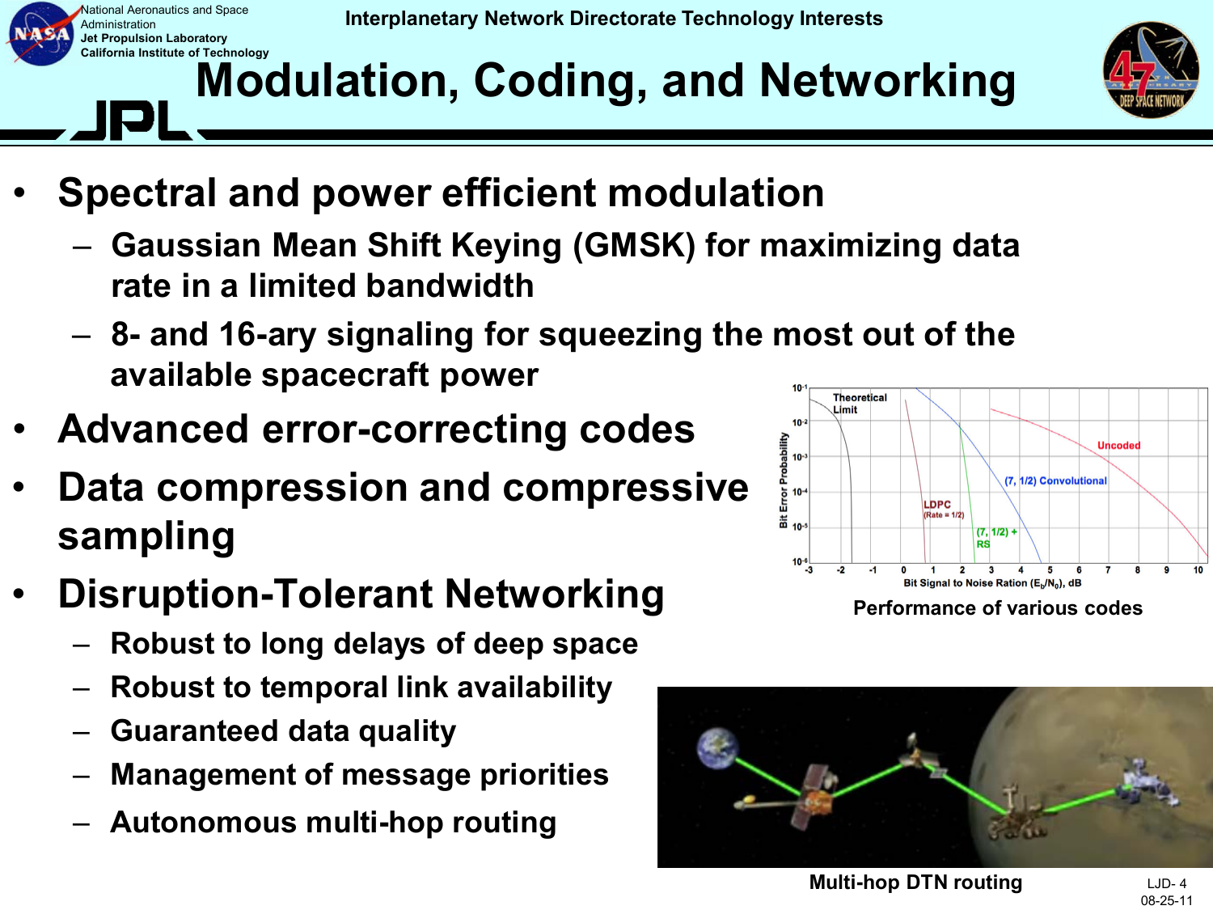# Modulation, Coding, and Networking

- **Spectral and power efficient modulation**
  - **Gaussian Mean Shift Keying (GMSK) for maximizing data rate in a limited bandwidth**
  - **8- and 16-ary signaling for squeezing the most out of the available spacecraft power**
- **Advanced error-correcting codes**
- **Data compression and compressive sampling**
- **Disruption-Tolerant Networking**
  - **Robust to long delays of deep space**
  - **Robust to temporal link availability**
  - **Guaranteed data quality**
  - **Management of message priorities**
  - **Autonomous multi-hop routing**

**Performance of various codes**

**Multi-hop DTN routing**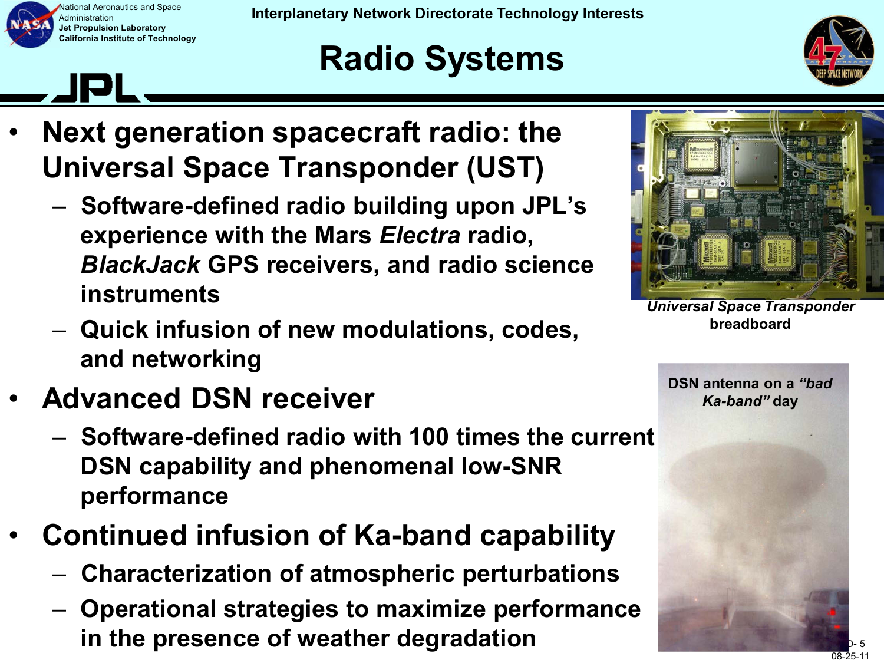Interplanetary Network Directorate Technology Interests

# Radio Systems

- **Next generation spacecraft radio: the Universal Space Transponder (UST)**
  - **Software-defined radio building upon JPL's experience with the Mars *Electra* radio, *BlackJack* GPS receivers, and radio science instruments**
  - **Quick infusion of new modulations, codes, and networking**
- **Advanced DSN receiver**
  - **Software-defined radio with 100 times the current DSN capability and phenomenal low-SNR performance**
- **Continued infusion of Ka-band capability**
  - **Characterization of atmospheric perturbations**
  - **Operational strategies to maximize performance in the presence of weather degradation**

***Universal Space Transponder* breadboard**

**DSN antenna on a *"bad Ka-band"* day**